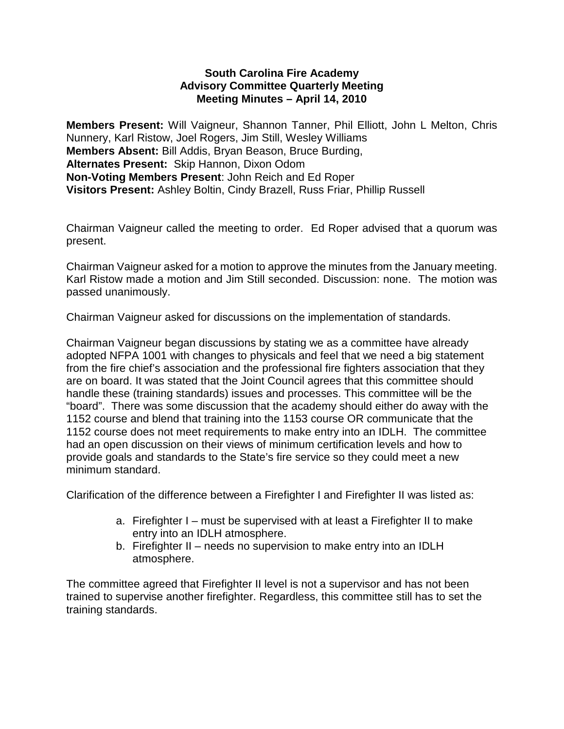**South Carolina Fire Academy**
**Advisory Committee Quarterly Meeting**
**Meeting Minutes – April 14, 2010**

**Members Present:** Will Vaigneur, Shannon Tanner, Phil Elliott, John L Melton, Chris Nunnery, Karl Ristow, Joel Rogers, Jim Still, Wesley Williams
**Members Absent:** Bill Addis, Bryan Beason, Bruce Burding,
**Alternates Present:** Skip Hannon, Dixon Odom
**Non-Voting Members Present**: John Reich and Ed Roper
**Visitors Present:** Ashley Boltin, Cindy Brazell, Russ Friar, Phillip Russell

Chairman Vaigneur called the meeting to order. Ed Roper advised that a quorum was present.

Chairman Vaigneur asked for a motion to approve the minutes from the January meeting. Karl Ristow made a motion and Jim Still seconded. Discussion: none. The motion was passed unanimously.

Chairman Vaigneur asked for discussions on the implementation of standards.

Chairman Vaigneur began discussions by stating we as a committee have already adopted NFPA 1001 with changes to physicals and feel that we need a big statement from the fire chief's association and the professional fire fighters association that they are on board. It was stated that the Joint Council agrees that this committee should handle these (training standards) issues and processes. This committee will be the "board". There was some discussion that the academy should either do away with the 1152 course and blend that training into the 1153 course OR communicate that the 1152 course does not meet requirements to make entry into an IDLH. The committee had an open discussion on their views of minimum certification levels and how to provide goals and standards to the State's fire service so they could meet a new minimum standard.

Clarification of the difference between a Firefighter I and Firefighter II was listed as:

a. Firefighter I – must be supervised with at least a Firefighter II to make entry into an IDLH atmosphere.
b. Firefighter II – needs no supervision to make entry into an IDLH atmosphere.

The committee agreed that Firefighter II level is not a supervisor and has not been trained to supervise another firefighter. Regardless, this committee still has to set the training standards.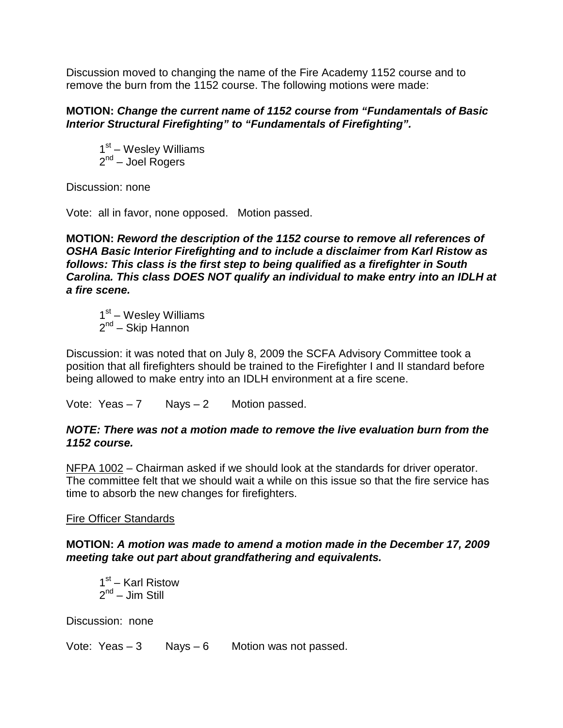Discussion moved to changing the name of the Fire Academy 1152 course and to remove the burn from the 1152 course. The following motions were made:

**MOTION:** ***Change the current name of 1152 course from "Fundamentals of Basic Interior Structural Firefighting" to "Fundamentals of Firefighting".***

1st – Wesley Williams
2nd – Joel Rogers

Discussion: none

Vote: all in favor, none opposed. Motion passed.

**MOTION:** ***Reword the description of the 1152 course to remove all references of OSHA Basic Interior Firefighting and to include a disclaimer from Karl Ristow as follows: This class is the first step to being qualified as a firefighter in South Carolina. This class DOES NOT qualify an individual to make entry into an IDLH at a fire scene.***

1st – Wesley Williams
2nd – Skip Hannon

Discussion: it was noted that on July 8, 2009 the SCFA Advisory Committee took a position that all firefighters should be trained to the Firefighter I and II standard before being allowed to make entry into an IDLH environment at a fire scene.

Vote: Yeas – 7 Nays – 2 Motion passed.

***NOTE: There was not a motion made to remove the live evaluation burn from the 1152 course.***

NFPA 1002 – Chairman asked if we should look at the standards for driver operator. The committee felt that we should wait a while on this issue so that the fire service has time to absorb the new changes for firefighters.

Fire Officer Standards

**MOTION:** ***A motion was made to amend a motion made in the December 17, 2009 meeting take out part about grandfathering and equivalents.***

1st – Karl Ristow
2nd – Jim Still

Discussion: none

Vote: Yeas – 3 Nays – 6 Motion was not passed.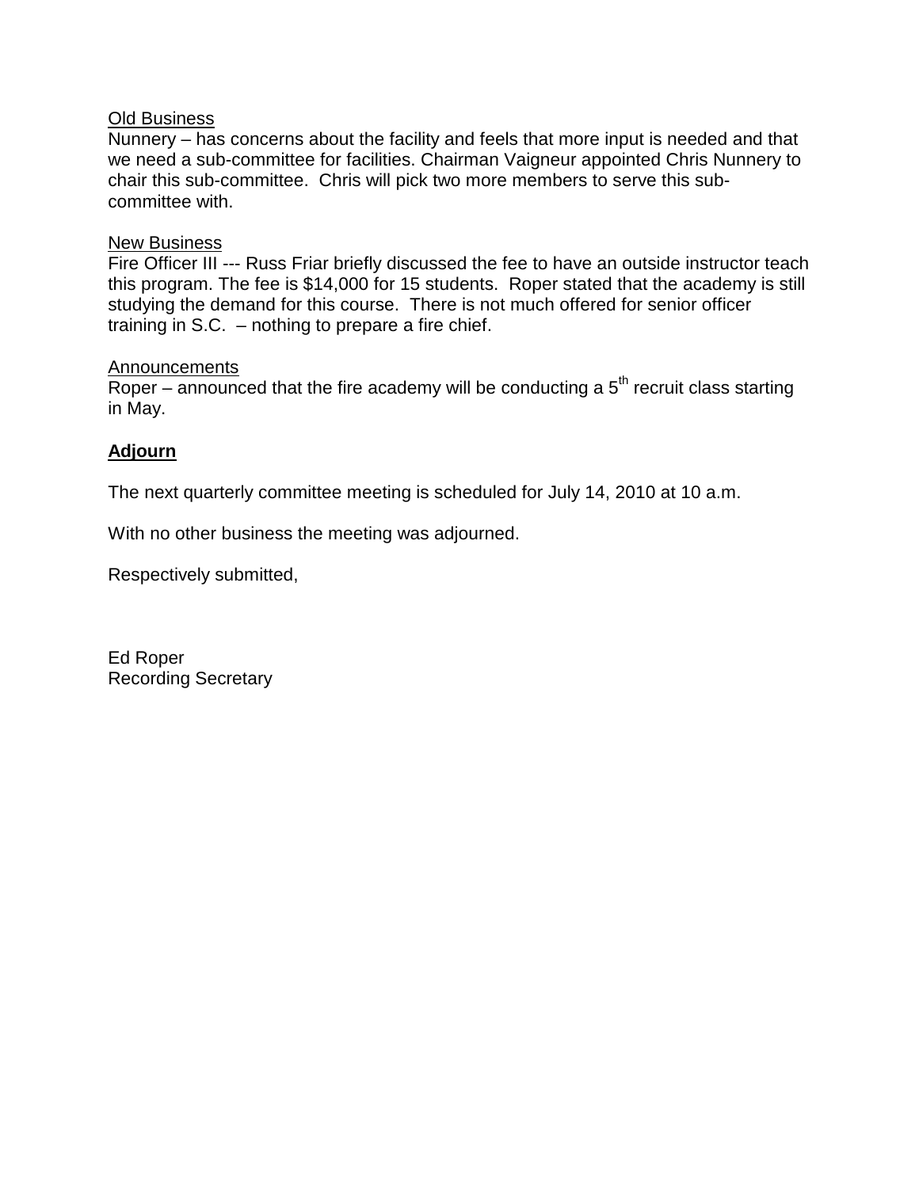Old Business

Nunnery – has concerns about the facility and feels that more input is needed and that we need a sub-committee for facilities. Chairman Vaigneur appointed Chris Nunnery to chair this sub-committee. Chris will pick two more members to serve this sub-committee with.

New Business

Fire Officer III --- Russ Friar briefly discussed the fee to have an outside instructor teach this program. The fee is $14,000 for 15 students. Roper stated that the academy is still studying the demand for this course. There is not much offered for senior officer training in S.C. – nothing to prepare a fire chief.

Announcements

Roper – announced that the fire academy will be conducting a 5th recruit class starting in May.

**Adjourn**

The next quarterly committee meeting is scheduled for July 14, 2010 at 10 a.m.

With no other business the meeting was adjourned.

Respectively submitted,

Ed Roper
Recording Secretary